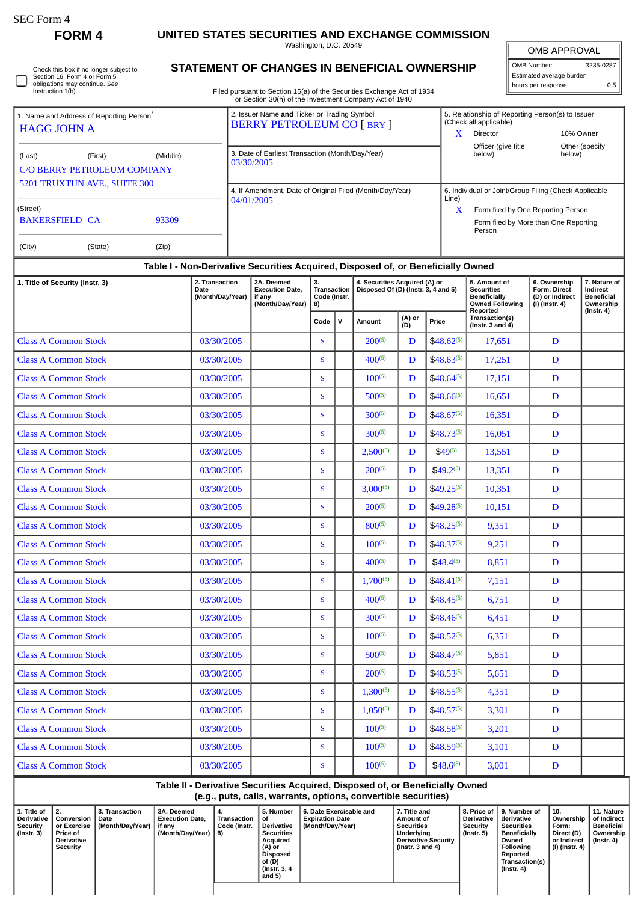SEC Form 4

# FORM 4

## UNITED STATES SECURITIES AND EXCHANGE COMMISSION

Washington, D.C. 20549

## STATEMENT OF CHANGES IN BENEFICIAL OWNERSHIP

Check this box if no longer subject to Section 16. Form 4 or Form 5 obligations may continue. *See* Instruction 1(b).

Filed pursuant to Section 16(a) of the Securities Exchange Act of 1934 or Section 30(h) of the Investment Company Act of 1940

| OMB APPROVAL | |
|---|---|
| OMB Number: | 3235-0287 |
| Estimated average burden | |
| hours per response: | 0.5 |

1. Name and Address of Reporting Person*
HAGG JOHN A

(Last) (First) (Middle)
C/O BERRY PETROLEUM COMPANY
5201 TRUXTUN AVE., SUITE 300

(Street)
BAKERSFIELD CA 93309

(City) (State) (Zip)

2. Issuer Name **and** Ticker or Trading Symbol
BERRY PETROLEUM CO [ BRY ]

3. Date of Earliest Transaction (Month/Day/Year)
03/30/2005

4. If Amendment, Date of Original Filed (Month/Day/Year)
04/01/2005

5. Relationship of Reporting Person(s) to Issuer (Check all applicable)
X Director
10% Owner
Officer (give title below)
Other (specify below)

6. Individual or Joint/Group Filing (Check Applicable Line)
X Form filed by One Reporting Person
Form filed by More than One Reporting Person

### Table I - Non-Derivative Securities Acquired, Disposed of, or Beneficially Owned

| 1. Title of Security (Instr. 3) | 2. Transaction Date (Month/Day/Year) | 2A. Deemed Execution Date, if any (Month/Day/Year) | 3. Transaction Code (Instr. 8) | | 4. Securities Acquired (A) or Disposed Of (D) (Instr. 3, 4 and 5) | | | 5. Amount of Securities Beneficially Owned Following Reported Transaction(s) (Instr. 3 and 4) | 6. Ownership Form: Direct (D) or Indirect (I) (Instr. 4) | 7. Nature of Indirect Beneficial Ownership (Instr. 4) |
|---|---|---|---|---|---|---|---|---|---|---|
| | | | Code | V | Amount | (A) or (D) | Price | | | |
| Class A Common Stock | 03/30/2005 | | S | | 200[5] | D | $48.62[5] | 17,651 | D | |
| Class A Common Stock | 03/30/2005 | | S | | 400[5] | D | $48.63[5] | 17,251 | D | |
| Class A Common Stock | 03/30/2005 | | S | | 100[5] | D | $48.64[5] | 17,151 | D | |
| Class A Common Stock | 03/30/2005 | | S | | 500[5] | D | $48.66[5] | 16,651 | D | |
| Class A Common Stock | 03/30/2005 | | S | | 300[5] | D | $48.67[5] | 16,351 | D | |
| Class A Common Stock | 03/30/2005 | | S | | 300[5] | D | $48.73[5] | 16,051 | D | |
| Class A Common Stock | 03/30/2005 | | S | | 2,500[5] | D | $49[5] | 13,551 | D | |
| Class A Common Stock | 03/30/2005 | | S | | 200[5] | D | $49.2[5] | 13,351 | D | |
| Class A Common Stock | 03/30/2005 | | S | | 3,000[5] | D | $49.25[5] | 10,351 | D | |
| Class A Common Stock | 03/30/2005 | | S | | 200[5] | D | $49.28[5] | 10,151 | D | |
| Class A Common Stock | 03/30/2005 | | S | | 800[5] | D | $48.25[5] | 9,351 | D | |
| Class A Common Stock | 03/30/2005 | | S | | 100[5] | D | $48.37[5] | 9,251 | D | |
| Class A Common Stock | 03/30/2005 | | S | | 400[5] | D | $48.4[5] | 8,851 | D | |
| Class A Common Stock | 03/30/2005 | | S | | 1,700[5] | D | $48.41[5] | 7,151 | D | |
| Class A Common Stock | 03/30/2005 | | S | | 400[5] | D | $48.45[5] | 6,751 | D | |
| Class A Common Stock | 03/30/2005 | | S | | 300[5] | D | $48.46[5] | 6,451 | D | |
| Class A Common Stock | 03/30/2005 | | S | | 100[5] | D | $48.52[5] | 6,351 | D | |
| Class A Common Stock | 03/30/2005 | | S | | 500[5] | D | $48.47[5] | 5,851 | D | |
| Class A Common Stock | 03/30/2005 | | S | | 200[5] | D | $48.53[5] | 5,651 | D | |
| Class A Common Stock | 03/30/2005 | | S | | 1,300[5] | D | $48.55[5] | 4,351 | D | |
| Class A Common Stock | 03/30/2005 | | S | | 1,050[5] | D | $48.57[5] | 3,301 | D | |
| Class A Common Stock | 03/30/2005 | | S | | 100[5] | D | $48.58[5] | 3,201 | D | |
| Class A Common Stock | 03/30/2005 | | S | | 100[5] | D | $48.59[5] | 3,101 | D | |
| Class A Common Stock | 03/30/2005 | | S | | 100[5] | D | $48.6[5] | 3,001 | D | |

### Table II - Derivative Securities Acquired, Disposed of, or Beneficially Owned (e.g., puts, calls, warrants, options, convertible securities)

| 1. Title of Derivative Security (Instr. 3) | 2. Conversion or Exercise Price of Derivative Security | 3. Transaction Date (Month/Day/Year) | 3A. Deemed Execution Date, if any (Month/Day/Year) | 4. Transaction Code (Instr. 8) | 5. Number of Derivative Securities Acquired (A) or Disposed of (D) (Instr. 3, 4 and 5) | 6. Date Exercisable and Expiration Date (Month/Day/Year) | 7. Title and Amount of Securities Underlying Derivative Security (Instr. 3 and 4) | 8. Price of Derivative Security (Instr. 5) | 9. Number of derivative Securities Beneficially Owned Following Reported Transaction(s) (Instr. 4) | 10. Ownership Form: Direct (D) or Indirect (I) (Instr. 4) | 11. Nature of Indirect Beneficial Ownership (Instr. 4) |
|---|---|---|---|---|---|---|---|---|---|---|---|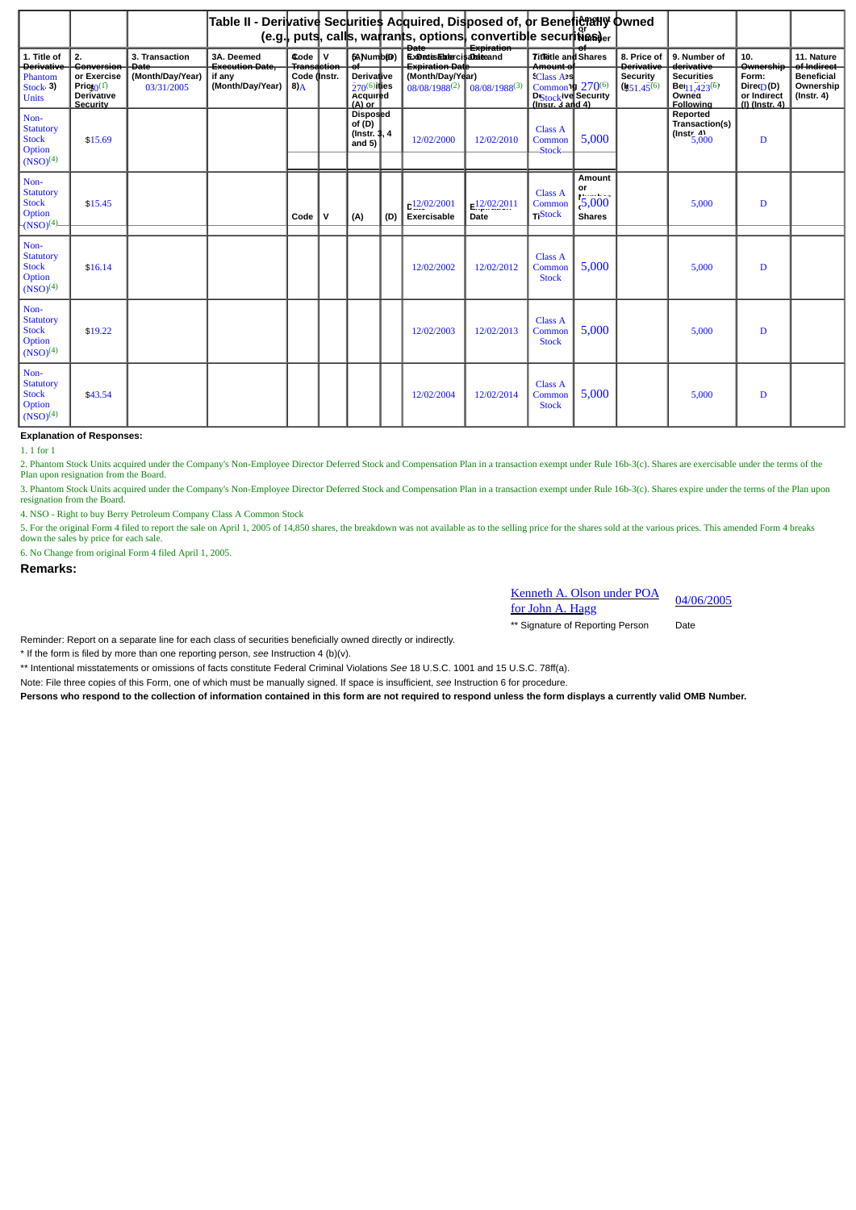**Table II - Derivative Securities Acquired, Disposed of, or Beneficially Owned (e.g., puts, calls, warrants, options, convertible securities)**

| 1. Title of Derivative Security (Instr. 3) | 2. Conversion or Exercise Price of Derivative Security | 3. Transaction Date (Month/Day/Year) | 3A. Deemed Execution Date, if any (Month/Day/Year) | 4. Transaction Code (Instr. 8) | | 5. Number of Derivative Securities Acquired (A) or Disposed of (D) (Instr. 3, 4 and 5) | | 6. Date Exercisable and Expiration Date (Month/Day/Year) | | 7. Title and Amount of Securities Underlying Derivative Security (Instr. 3 and 4) | | 8. Price of Derivative Security (Instr. 5) | 9. Number of derivative Securities Beneficially Owned Following Reported Transaction(s) (Instr. 4) | 10. Ownership Form: Direct (D) or Indirect (I) (Instr. 4) | 11. Nature of Indirect Beneficial Ownership (Instr. 4) |
|---|---|---|---|---|---|---|---|---|---|---|---|---|---|---|---|
| | | | | Code | V | (A) | (D) | Date Exercisable | Expiration Date | Title | Amount or Number of Shares | | | | |
| Phantom Stock Units | $0[(1)] | 03/31/2005 | | A | | 270[(6)] | | 08/08/1988[(2)] | 08/08/1988[(3)] | Class A Common Stock | 270[(6)] | $51.45[(6)] | 11,423[(6)] | D | |
| Non-Statutory Stock Option (NSO)[(4)] | $15.69 | | | | | | | 12/02/2000 | 12/02/2010 | Class A Common Stock | 5,000 | | 5,000 | D | |
| Non-Statutory Stock Option (NSO)[(4)] | $15.45 | | | | | | | 12/02/2001 | 12/02/2011 | Class A Common Stock | 5,000 | | 5,000 | D | |
| Non-Statutory Stock Option (NSO)[(4)] | $16.14 | | | | | | | 12/02/2002 | 12/02/2012 | Class A Common Stock | 5,000 | | 5,000 | D | |
| Non-Statutory Stock Option (NSO)[(4)] | $19.22 | | | | | | | 12/02/2003 | 12/02/2013 | Class A Common Stock | 5,000 | | 5,000 | D | |
| Non-Statutory Stock Option (NSO)[(4)] | $43.54 | | | | | | | 12/02/2004 | 12/02/2014 | Class A Common Stock | 5,000 | | 5,000 | D | |

**Explanation of Responses:**

1. 1 for 1

2. Phantom Stock Units acquired under the Company's Non-Employee Director Deferred Stock and Compensation Plan in a transaction exempt under Rule 16b-3(c). Shares are exercisable under the terms of the Plan upon resignation from the Board.

3. Phantom Stock Units acquired under the Company's Non-Employee Director Deferred Stock and Compensation Plan in a transaction exempt under Rule 16b-3(c). Shares expire under the terms of the Plan upon resignation from the Board.

4. NSO - Right to buy Berry Petroleum Company Class A Common Stock

5. For the original Form 4 filed to report the sale on April 1, 2005 of 14,850 shares, the breakdown was not available as to the selling price for the shares sold at the various prices. This amended Form 4 breaks down the sales by price for each sale.

6. No Change from original Form 4 filed April 1, 2005.

**Remarks:**

Kenneth A. Olson under POA for John A. Hagg    04/06/2005

** Signature of Reporting Person    Date

Reminder: Report on a separate line for each class of securities beneficially owned directly or indirectly.

* If the form is filed by more than one reporting person, *see* Instruction 4 (b)(v).

** Intentional misstatements or omissions of facts constitute Federal Criminal Violations *See* 18 U.S.C. 1001 and 15 U.S.C. 78ff(a).

Note: File three copies of this Form, one of which must be manually signed. If space is insufficient, *see* Instruction 6 for procedure.

**Persons who respond to the collection of information contained in this form are not required to respond unless the form displays a currently valid OMB Number.**